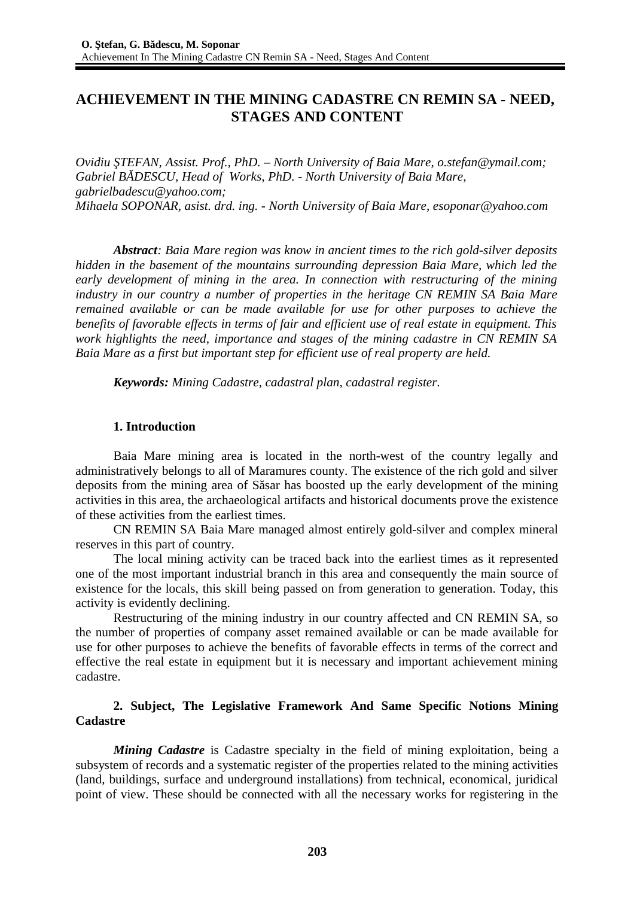# ACHIEVEMENT IN THE MINING CADASTRE CN REMIN SA - NEED, STAGES AND CONTENT

*Ovidiu ŞTEFAN, Assist. Prof., PhD. – North University of Baia Mare, o.stefan@ymail.com;*
*Gabriel BĂDESCU, Head of Works, PhD. - North University of Baia Mare, gabrielbadescu@yahoo.com;*
*Mihaela SOPONAR, asist. drd. ing. - North University of Baia Mare, esoponar@yahoo.com*

***Abstract**: Baia Mare region was know in ancient times to the rich gold-silver deposits hidden in the basement of the mountains surrounding depression Baia Mare, which led the early development of mining in the area. In connection with restructuring of the mining industry in our country a number of properties in the heritage CN REMIN SA Baia Mare remained available or can be made available for use for other purposes to achieve the benefits of favorable effects in terms of fair and efficient use of real estate in equipment. This work highlights the need, importance and stages of the mining cadastre in CN REMIN SA Baia Mare as a first but important step for efficient use of real property are held.*

***Keywords:** Mining Cadastre, cadastral plan, cadastral register.*

## 1. Introduction

Baia Mare mining area is located in the north-west of the country legally and administratively belongs to all of Maramures county. The existence of the rich gold and silver deposits from the mining area of Săsar has boosted up the early development of the mining activities in this area, the archaeological artifacts and historical documents prove the existence of these activities from the earliest times.

CN REMIN SA Baia Mare managed almost entirely gold-silver and complex mineral reserves in this part of country.

The local mining activity can be traced back into the earliest times as it represented one of the most important industrial branch in this area and consequently the main source of existence for the locals, this skill being passed on from generation to generation. Today, this activity is evidently declining.

Restructuring of the mining industry in our country affected and CN REMIN SA, so the number of properties of company asset remained available or can be made available for use for other purposes to achieve the benefits of favorable effects in terms of the correct and effective the real estate in equipment but it is necessary and important achievement mining cadastre.

## 2. Subject, The Legislative Framework And Same Specific Notions Mining Cadastre

***Mining Cadastre*** is Cadastre specialty in the field of mining exploitation, being a subsystem of records and a systematic register of the properties related to the mining activities (land, buildings, surface and underground installations) from technical, economical, juridical point of view. These should be connected with all the necessary works for registering in the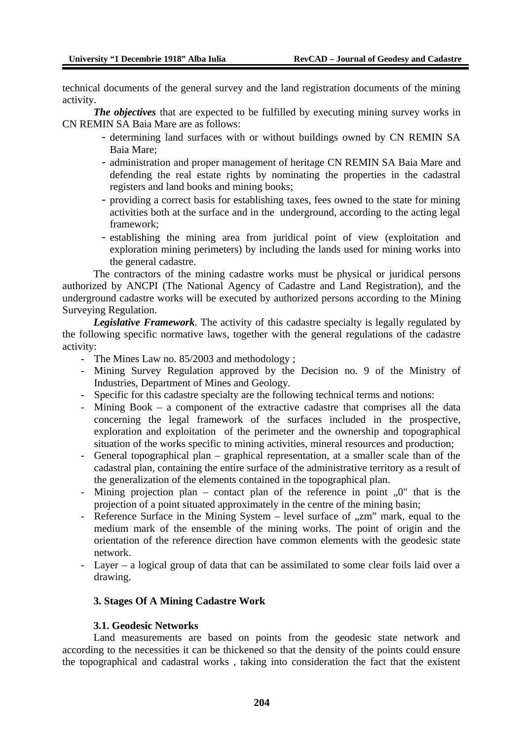technical documents of the general survey and the land registration documents of the mining activity.

***The objectives*** that are expected to be fulfilled by executing mining survey works in CN REMIN SA Baia Mare are as follows:

- determining land surfaces with or without buildings owned by CN REMIN SA Baia Mare;
- administration and proper management of heritage CN REMIN SA Baia Mare and defending the real estate rights by nominating the properties in the cadastral registers and land books and mining books;
- providing a correct basis for establishing taxes, fees owned to the state for mining activities both at the surface and in the underground, according to the acting legal framework;
- establishing the mining area from juridical point of view (exploitation and exploration mining perimeters) by including the lands used for mining works into the general cadastre.

The contractors of the mining cadastre works must be physical or juridical persons authorized by ANCPI (The National Agency of Cadastre and Land Registration), and the underground cadastre works will be executed by authorized persons according to the Mining Surveying Regulation.

***Legislative Framework***. The activity of this cadastre specialty is legally regulated by the following specific normative laws, together with the general regulations of the cadastre activity:

- The Mines Law no. 85/2003 and methodology ;
- Mining Survey Regulation approved by the Decision no. 9 of the Ministry of Industries, Department of Mines and Geology.
- Specific for this cadastre specialty are the following technical terms and notions:
- Mining Book – a component of the extractive cadastre that comprises all the data concerning the legal framework of the surfaces included in the prospective, exploration and exploitation of the perimeter and the ownership and topographical situation of the works specific to mining activities, mineral resources and production;
- General topographical plan – graphical representation, at a smaller scale than of the cadastral plan, containing the entire surface of the administrative territory as a result of the generalization of the elements contained in the topographical plan.
- Mining projection plan – contact plan of the reference in point „0" that is the projection of a point situated approximately in the centre of the mining basin;
- Reference Surface in the Mining System – level surface of „zm" mark, equal to the medium mark of the ensemble of the mining works. The point of origin and the orientation of the reference direction have common elements with the geodesic state network.
- Layer – a logical group of data that can be assimilated to some clear foils laid over a drawing.

## 3. Stages Of A Mining Cadastre Work

### 3.1. Geodesic Networks

Land measurements are based on points from the geodesic state network and according to the necessities it can be thickened so that the density of the points could ensure the topographical and cadastral works , taking into consideration the fact that the existent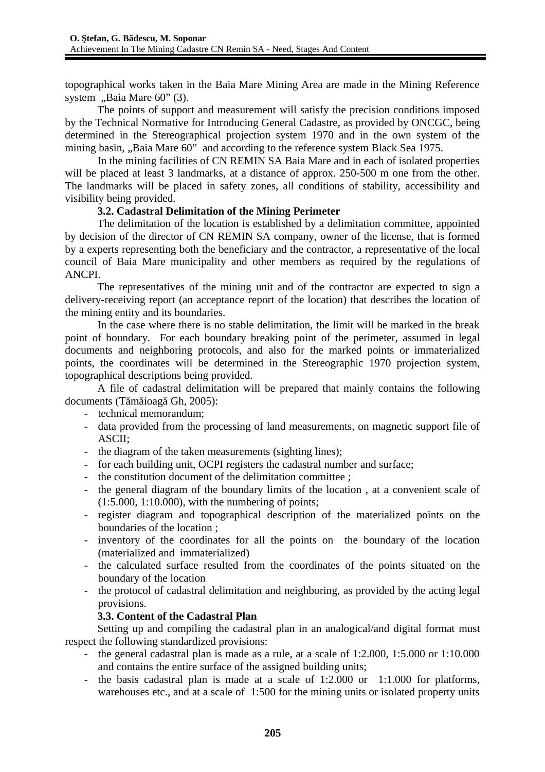topographical works taken in the Baia Mare Mining Area are made in the Mining Reference system „Baia Mare 60" (3).

The points of support and measurement will satisfy the precision conditions imposed by the Technical Normative for Introducing General Cadastre, as provided by ONCGC, being determined in the Stereographical projection system 1970 and in the own system of the mining basin, „Baia Mare 60" and according to the reference system Black Sea 1975.

In the mining facilities of CN REMIN SA Baia Mare and in each of isolated properties will be placed at least 3 landmarks, at a distance of approx. 250-500 m one from the other. The landmarks will be placed in safety zones, all conditions of stability, accessibility and visibility being provided.

### 3.2. Cadastral Delimitation of the Mining Perimeter

The delimitation of the location is established by a delimitation committee, appointed by decision of the director of CN REMIN SA company, owner of the license, that is formed by a experts representing both the beneficiary and the contractor, a representative of the local council of Baia Mare municipality and other members as required by the regulations of ANCPI.

The representatives of the mining unit and of the contractor are expected to sign a delivery-receiving report (an acceptance report of the location) that describes the location of the mining entity and its boundaries.

In the case where there is no stable delimitation, the limit will be marked in the break point of boundary. For each boundary breaking point of the perimeter, assumed in legal documents and neighboring protocols, and also for the marked points or immaterialized points, the coordinates will be determined in the Stereographic 1970 projection system, topographical descriptions being provided.

A file of cadastral delimitation will be prepared that mainly contains the following documents (Tămăioagă Gh, 2005):

- technical memorandum;
- data provided from the processing of land measurements, on magnetic support file of ASCII;
- the diagram of the taken measurements (sighting lines);
- for each building unit, OCPI registers the cadastral number and surface;
- the constitution document of the delimitation committee ;
- the general diagram of the boundary limits of the location , at a convenient scale of (1:5.000, 1:10.000), with the numbering of points;
- register diagram and topographical description of the materialized points on the boundaries of the location ;
- inventory of the coordinates for all the points on the boundary of the location (materialized and immaterialized)
- the calculated surface resulted from the coordinates of the points situated on the boundary of the location
- the protocol of cadastral delimitation and neighboring, as provided by the acting legal provisions.

### 3.3. Content of the Cadastral Plan

Setting up and compiling the cadastral plan in an analogical/and digital format must respect the following standardized provisions:

- the general cadastral plan is made as a rule, at a scale of 1:2.000, 1:5.000 or 1:10.000 and contains the entire surface of the assigned building units;
- the basis cadastral plan is made at a scale of 1:2.000 or 1:1.000 for platforms, warehouses etc., and at a scale of 1:500 for the mining units or isolated property units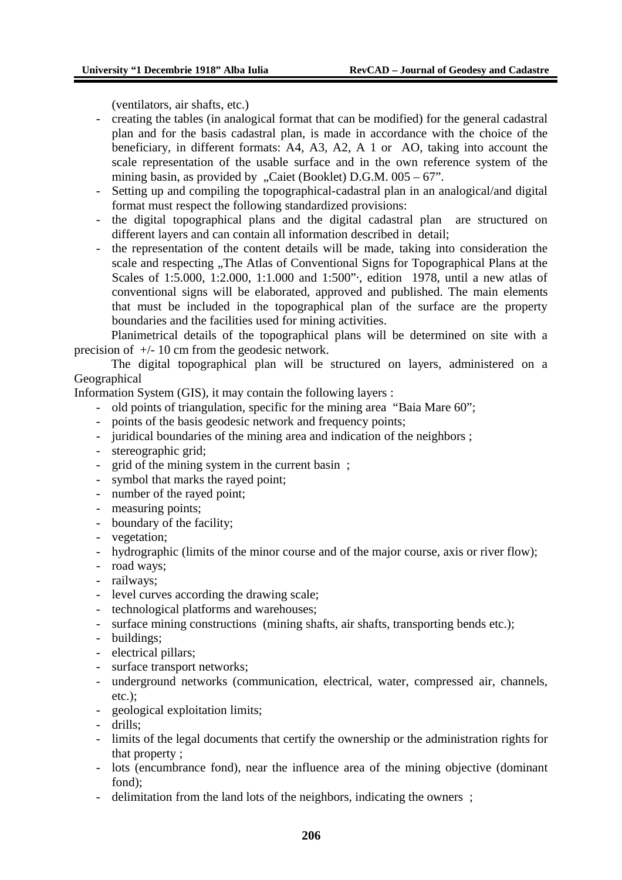(ventilators, air shafts, etc.)

- creating the tables (in analogical format that can be modified) for the general cadastral plan and for the basis cadastral plan, is made in accordance with the choice of the beneficiary, in different formats: A4, A3, A2, A 1 or AO, taking into account the scale representation of the usable surface and in the own reference system of the mining basin, as provided by „Caiet (Booklet) D.G.M. 005 – 67".
- Setting up and compiling the topographical-cadastral plan in an analogical/and digital format must respect the following standardized provisions:
- the digital topographical plans and the digital cadastral plan are structured on different layers and can contain all information described in detail;
- the representation of the content details will be made, taking into consideration the scale and respecting „The Atlas of Conventional Signs for Topographical Plans at the Scales of 1:5.000, 1:2.000, 1:1.000 and 1:500"·, edition 1978, until a new atlas of conventional signs will be elaborated, approved and published. The main elements that must be included in the topographical plan of the surface are the property boundaries and the facilities used for mining activities.

Planimetrical details of the topographical plans will be determined on site with a precision of +/- 10 cm from the geodesic network.

The digital topographical plan will be structured on layers, administered on a Geographical Information System (GIS), it may contain the following layers :

- old points of triangulation, specific for the mining area "Baia Mare 60";
- points of the basis geodesic network and frequency points;
- juridical boundaries of the mining area and indication of the neighbors ;
- stereographic grid;
- grid of the mining system in the current basin ;
- symbol that marks the rayed point;
- number of the rayed point;
- measuring points;
- boundary of the facility;
- vegetation;
- hydrographic (limits of the minor course and of the major course, axis or river flow);
- road ways;
- railways;
- level curves according the drawing scale;
- technological platforms and warehouses;
- surface mining constructions (mining shafts, air shafts, transporting bends etc.);
- buildings;
- electrical pillars;
- surface transport networks;
- underground networks (communication, electrical, water, compressed air, channels, etc.);
- geological exploitation limits;
- drills;
- limits of the legal documents that certify the ownership or the administration rights for that property ;
- lots (encumbrance fond), near the influence area of the mining objective (dominant fond);
- delimitation from the land lots of the neighbors, indicating the owners ;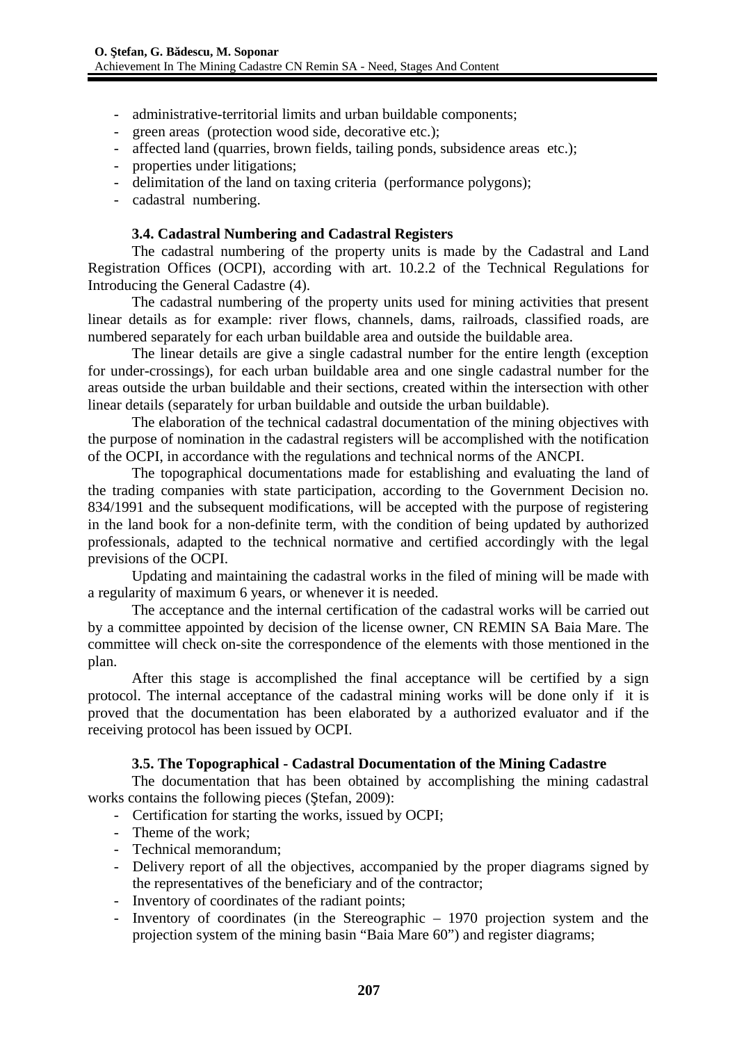- administrative-territorial limits and urban buildable components;
- green areas (protection wood side, decorative etc.);
- affected land (quarries, brown fields, tailing ponds, subsidence areas etc.);
- properties under litigations;
- delimitation of the land on taxing criteria (performance polygons);
- cadastral numbering.

### 3.4. Cadastral Numbering and Cadastral Registers

The cadastral numbering of the property units is made by the Cadastral and Land Registration Offices (OCPI), according with art. 10.2.2 of the Technical Regulations for Introducing the General Cadastre (4).

The cadastral numbering of the property units used for mining activities that present linear details as for example: river flows, channels, dams, railroads, classified roads, are numbered separately for each urban buildable area and outside the buildable area.

The linear details are give a single cadastral number for the entire length (exception for under-crossings), for each urban buildable area and one single cadastral number for the areas outside the urban buildable and their sections, created within the intersection with other linear details (separately for urban buildable and outside the urban buildable).

The elaboration of the technical cadastral documentation of the mining objectives with the purpose of nomination in the cadastral registers will be accomplished with the notification of the OCPI, in accordance with the regulations and technical norms of the ANCPI.

The topographical documentations made for establishing and evaluating the land of the trading companies with state participation, according to the Government Decision no. 834/1991 and the subsequent modifications, will be accepted with the purpose of registering in the land book for a non-definite term, with the condition of being updated by authorized professionals, adapted to the technical normative and certified accordingly with the legal previsions of the OCPI.

Updating and maintaining the cadastral works in the filed of mining will be made with a regularity of maximum 6 years, or whenever it is needed.

The acceptance and the internal certification of the cadastral works will be carried out by a committee appointed by decision of the license owner, CN REMIN SA Baia Mare. The committee will check on-site the correspondence of the elements with those mentioned in the plan.

After this stage is accomplished the final acceptance will be certified by a sign protocol. The internal acceptance of the cadastral mining works will be done only if it is proved that the documentation has been elaborated by a authorized evaluator and if the receiving protocol has been issued by OCPI.

### 3.5. The Topographical - Cadastral Documentation of the Mining Cadastre

The documentation that has been obtained by accomplishing the mining cadastral works contains the following pieces (Ştefan, 2009):

- Certification for starting the works, issued by OCPI;
- Theme of the work;
- Technical memorandum;
- Delivery report of all the objectives, accompanied by the proper diagrams signed by the representatives of the beneficiary and of the contractor;
- Inventory of coordinates of the radiant points;
- Inventory of coordinates (in the Stereographic – 1970 projection system and the projection system of the mining basin "Baia Mare 60") and register diagrams;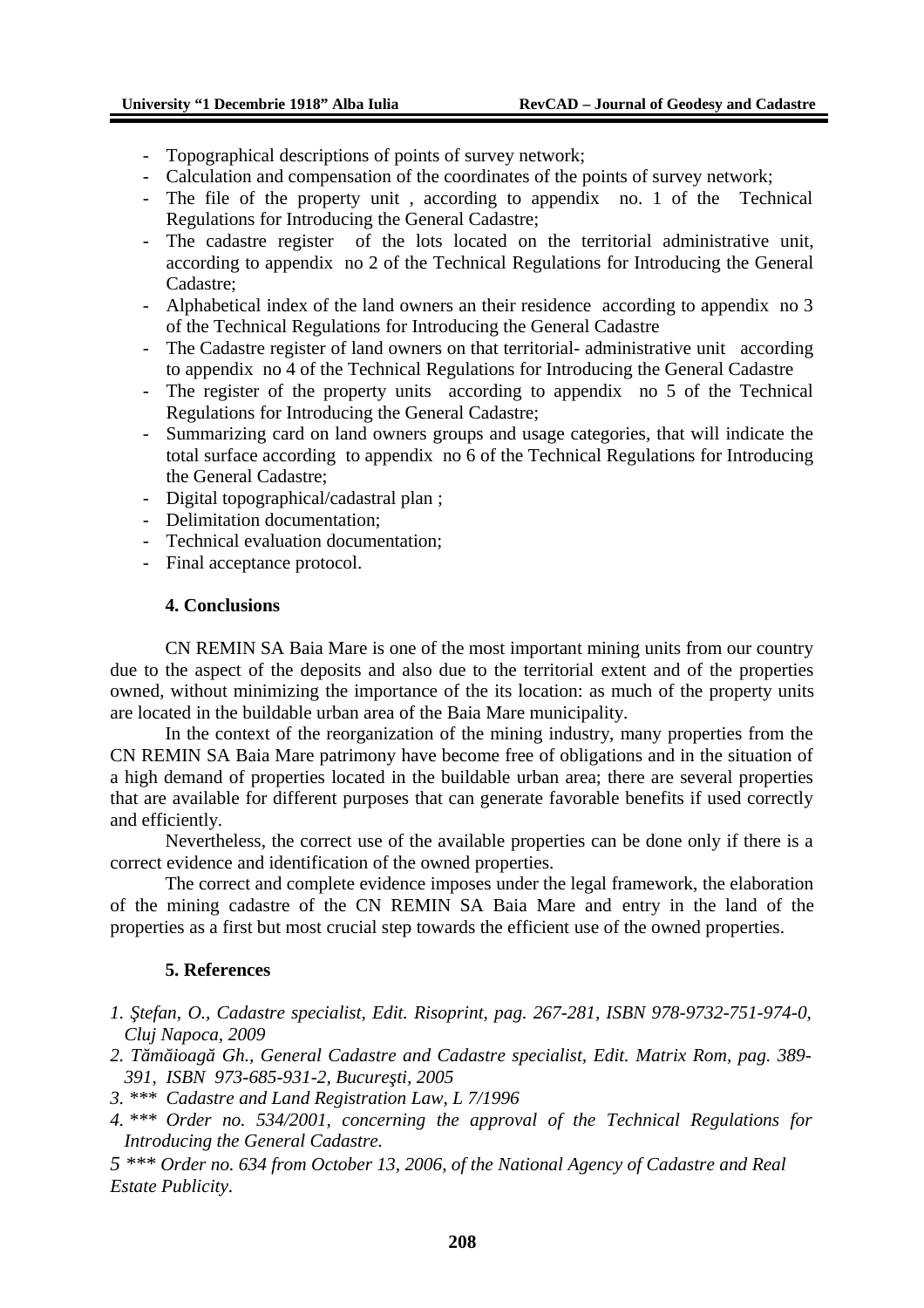- Topographical descriptions of points of survey network;
- Calculation and compensation of the coordinates of the points of survey network;
- The file of the property unit , according to appendix no. 1 of the Technical Regulations for Introducing the General Cadastre;
- The cadastre register of the lots located on the territorial administrative unit, according to appendix no 2 of the Technical Regulations for Introducing the General Cadastre;
- Alphabetical index of the land owners an their residence according to appendix no 3 of the Technical Regulations for Introducing the General Cadastre
- The Cadastre register of land owners on that territorial- administrative unit according to appendix no 4 of the Technical Regulations for Introducing the General Cadastre
- The register of the property units according to appendix no 5 of the Technical Regulations for Introducing the General Cadastre;
- Summarizing card on land owners groups and usage categories, that will indicate the total surface according to appendix no 6 of the Technical Regulations for Introducing the General Cadastre;
- Digital topographical/cadastral plan ;
- Delimitation documentation;
- Technical evaluation documentation;
- Final acceptance protocol.

## 4. Conclusions

CN REMIN SA Baia Mare is one of the most important mining units from our country due to the aspect of the deposits and also due to the territorial extent and of the properties owned, without minimizing the importance of the its location: as much of the property units are located in the buildable urban area of the Baia Mare municipality.

In the context of the reorganization of the mining industry, many properties from the CN REMIN SA Baia Mare patrimony have become free of obligations and in the situation of a high demand of properties located in the buildable urban area; there are several properties that are available for different purposes that can generate favorable benefits if used correctly and efficiently.

Nevertheless, the correct use of the available properties can be done only if there is a correct evidence and identification of the owned properties.

The correct and complete evidence imposes under the legal framework, the elaboration of the mining cadastre of the CN REMIN SA Baia Mare and entry in the land of the properties as a first but most crucial step towards the efficient use of the owned properties.

## 5. References

1. *Ştefan, O., Cadastre specialist, Edit. Risoprint, pag. 267-281, ISBN 978-9732-751-974-0, Cluj Napoca, 2009*
2. *Tămăioagă Gh., General Cadastre and Cadastre specialist, Edit. Matrix Rom, pag. 389-391, ISBN 973-685-931-2, Bucureşti, 2005*
3. *\*\*\* Cadastre and Land Registration Law, L 7/1996*
4. *\*\*\* Order no. 534/2001, concerning the approval of the Technical Regulations for Introducing the General Cadastre.*
5. *\*\*\* Order no. 634 from October 13, 2006, of the National Agency of Cadastre and Real Estate Publicity.*